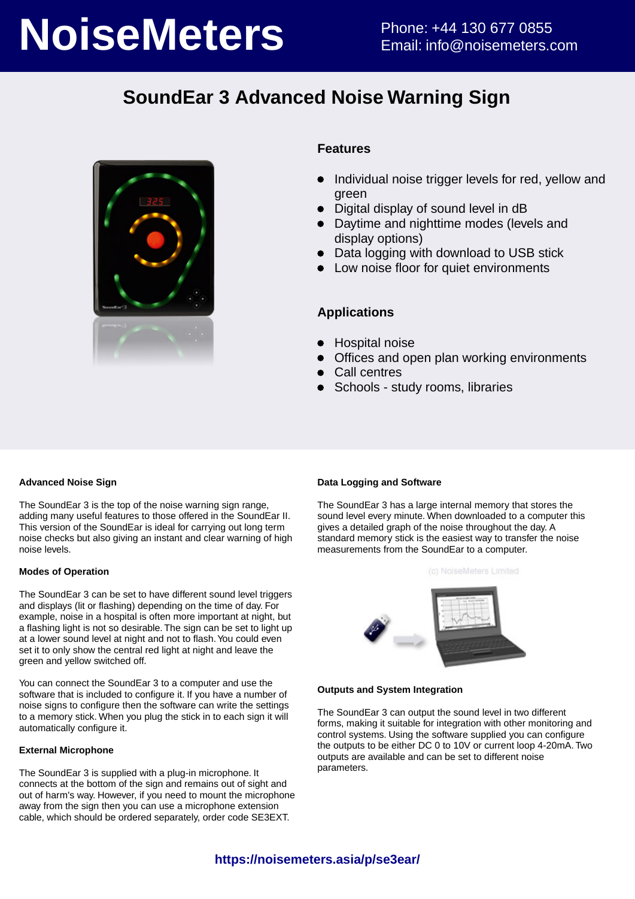# NoiseMeters

Phone: +44 130 677 0855
Email: info@noisemeters.com

## SoundEar 3 Advanced Noise Warning Sign

### Features

- Individual noise trigger levels for red, yellow and green
- Digital display of sound level in dB
- Daytime and nighttime modes (levels and display options)
- Data logging with download to USB stick
- Low noise floor for quiet environments

### Applications

- Hospital noise
- Offices and open plan working environments
- Call centres
- Schools - study rooms, libraries

**Advanced Noise Sign**

The SoundEar 3 is the top of the noise warning sign range, adding many useful features to those offered in the SoundEar II. This version of the SoundEar is ideal for carrying out long term noise checks but also giving an instant and clear warning of high noise levels.

**Modes of Operation**

The SoundEar 3 can be set to have different sound level triggers and displays (lit or flashing) depending on the time of day. For example, noise in a hospital is often more important at night, but a flashing light is not so desirable. The sign can be set to light up at a lower sound level at night and not to flash. You could even set it to only show the central red light at night and leave the green and yellow switched off.

You can connect the SoundEar 3 to a computer and use the software that is included to configure it. If you have a number of noise signs to configure then the software can write the settings to a memory stick. When you plug the stick in to each sign it will automatically configure it.

**External Microphone**

The SoundEar 3 is supplied with a plug-in microphone. It connects at the bottom of the sign and remains out of sight and out of harm's way. However, if you need to mount the microphone away from the sign then you can use a microphone extension cable, which should be ordered separately, order code SE3EXT.

**Data Logging and Software**

The SoundEar 3 has a large internal memory that stores the sound level every minute. When downloaded to a computer this gives a detailed graph of the noise throughout the day. A standard memory stick is the easiest way to transfer the noise measurements from the SoundEar to a computer.

**Outputs and System Integration**

The SoundEar 3 can output the sound level in two different forms, making it suitable for integration with other monitoring and control systems. Using the software supplied you can configure the outputs to be either DC 0 to 10V or current loop 4-20mA. Two outputs are available and can be set to different noise parameters.

https://noisemeters.asia/p/se3ear/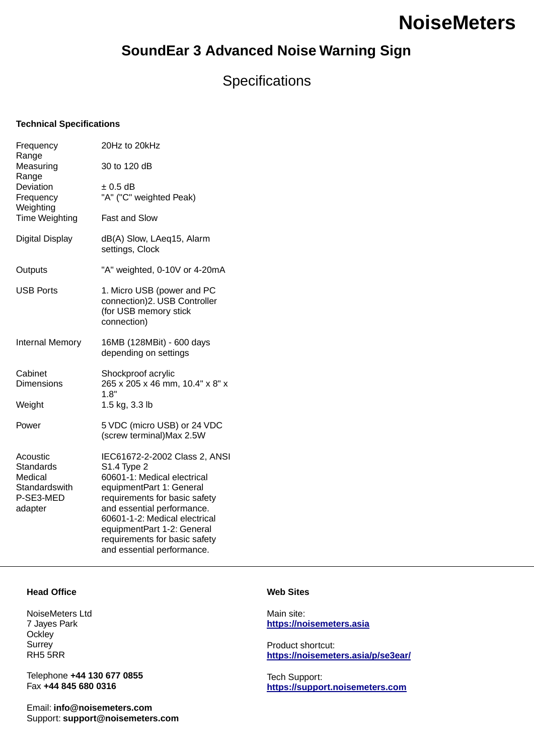# NoiseMeters

## SoundEar 3 Advanced Noise Warning Sign

Specifications

### Technical Specifications

| | |
|---|---|
| Frequency Range | 20Hz to 20kHz |
| Measuring Range | 30 to 120 dB |
| Deviation | ± 0.5 dB |
| Frequency Weighting | "A" ("C" weighted Peak) |
| Time Weighting | Fast and Slow |
| Digital Display | dB(A) Slow, LAeq15, Alarm settings, Clock |
| Outputs | "A" weighted, 0-10V or 4-20mA |
| USB Ports | 1. Micro USB (power and PC connection)2. USB Controller (for USB memory stick connection) |
| Internal Memory | 16MB (128MBit) - 600 days depending on settings |
| Cabinet | Shockproof acrylic |
| Dimensions | 265 x 205 x 46 mm, 10.4" x 8" x 1.8" |
| Weight | 1.5 kg, 3.3 lb |
| Power | 5 VDC (micro USB) or 24 VDC (screw terminal)Max 2.5W |
| Acoustic Standards | IEC61672-2-2002 Class 2, ANSI S1.4 Type 2 |
| Medical Standardswith P-SE3-MED adapter | 60601-1: Medical electrical equipmentPart 1: General requirements for basic safety and essential performance. 60601-1-2: Medical electrical equipmentPart 1-2: General requirements for basic safety and essential performance. |

---

**Head Office**

NoiseMeters Ltd
7 Jayes Park
Ockley
Surrey
RH5 5RR

Telephone **+44 130 677 0855**
Fax **+44 845 680 0316**

Email: **info@noisemeters.com**
Support: **support@noisemeters.com**

**Web Sites**

Main site:
**https://noisemeters.asia**

Product shortcut:
**https://noisemeters.asia/p/se3ear/**

Tech Support:
**https://support.noisemeters.com**